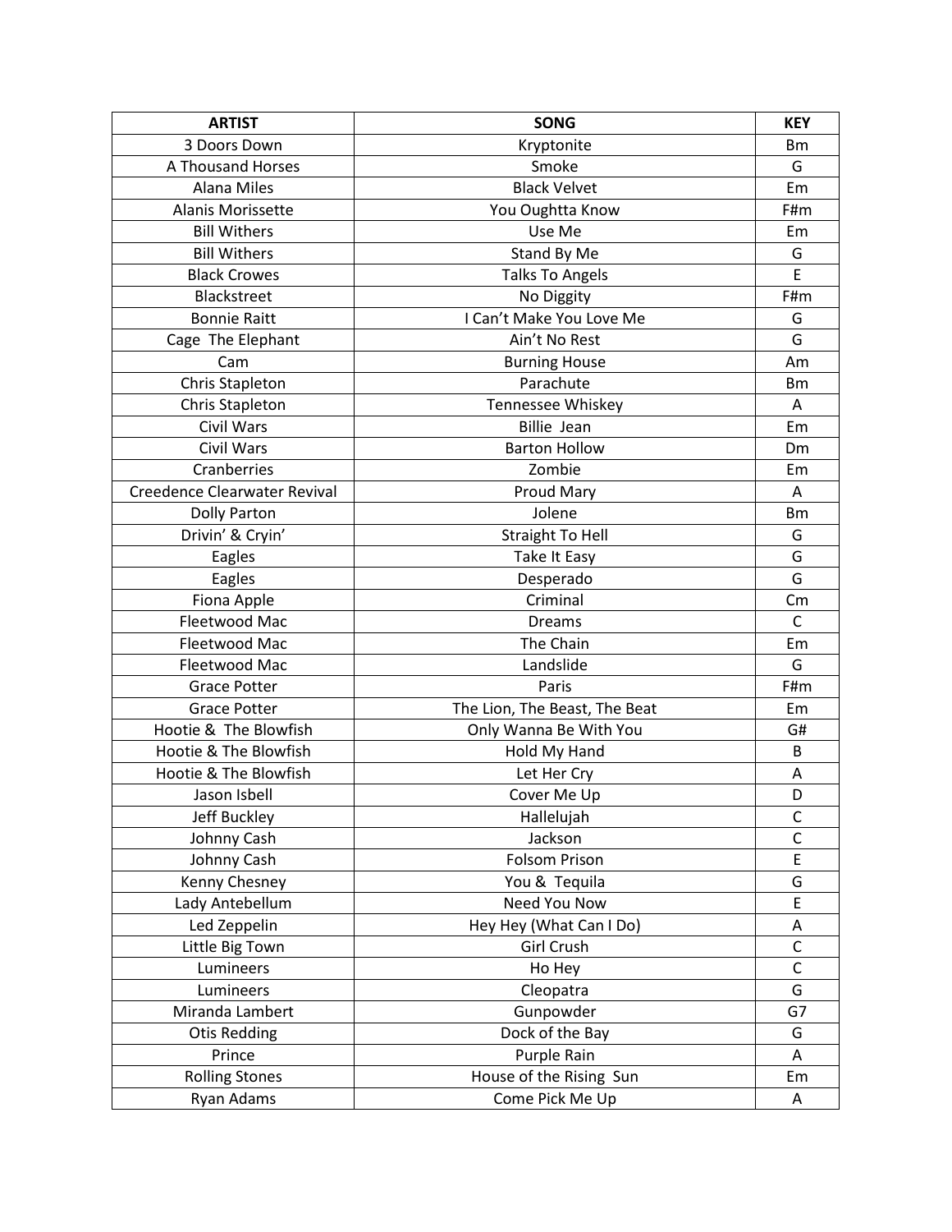| ARTIST | SONG | KEY |
| --- | --- | --- |
| 3 Doors Down | Kryptonite | Bm |
| A Thousand Horses | Smoke | G |
| Alana Miles | Black Velvet | Em |
| Alanis Morissette | You Oughtta Know | F#m |
| Bill Withers | Use Me | Em |
| Bill Withers | Stand By Me | G |
| Black Crowes | Talks To Angels | E |
| Blackstreet | No Diggity | F#m |
| Bonnie Raitt | I Can't Make You Love Me | G |
| Cage The Elephant | Ain't No Rest | G |
| Cam | Burning House | Am |
| Chris Stapleton | Parachute | Bm |
| Chris Stapleton | Tennessee Whiskey | A |
| Civil Wars | Billie Jean | Em |
| Civil Wars | Barton Hollow | Dm |
| Cranberries | Zombie | Em |
| Creedence Clearwater Revival | Proud Mary | A |
| Dolly Parton | Jolene | Bm |
| Drivin' & Cryin' | Straight To Hell | G |
| Eagles | Take It Easy | G |
| Eagles | Desperado | G |
| Fiona Apple | Criminal | Cm |
| Fleetwood Mac | Dreams | C |
| Fleetwood Mac | The Chain | Em |
| Fleetwood Mac | Landslide | G |
| Grace Potter | Paris | F#m |
| Grace Potter | The Lion, The Beast, The Beat | Em |
| Hootie & The Blowfish | Only Wanna Be With You | G# |
| Hootie & The Blowfish | Hold My Hand | B |
| Hootie & The Blowfish | Let Her Cry | A |
| Jason Isbell | Cover Me Up | D |
| Jeff Buckley | Hallelujah | C |
| Johnny Cash | Jackson | C |
| Johnny Cash | Folsom Prison | E |
| Kenny Chesney | You & Tequila | G |
| Lady Antebellum | Need You Now | E |
| Led Zeppelin | Hey Hey (What Can I Do) | A |
| Little Big Town | Girl Crush | C |
| Lumineers | Ho Hey | C |
| Lumineers | Cleopatra | G |
| Miranda Lambert | Gunpowder | G7 |
| Otis Redding | Dock of the Bay | G |
| Prince | Purple Rain | A |
| Rolling Stones | House of the Rising Sun | Em |
| Ryan Adams | Come Pick Me Up | A |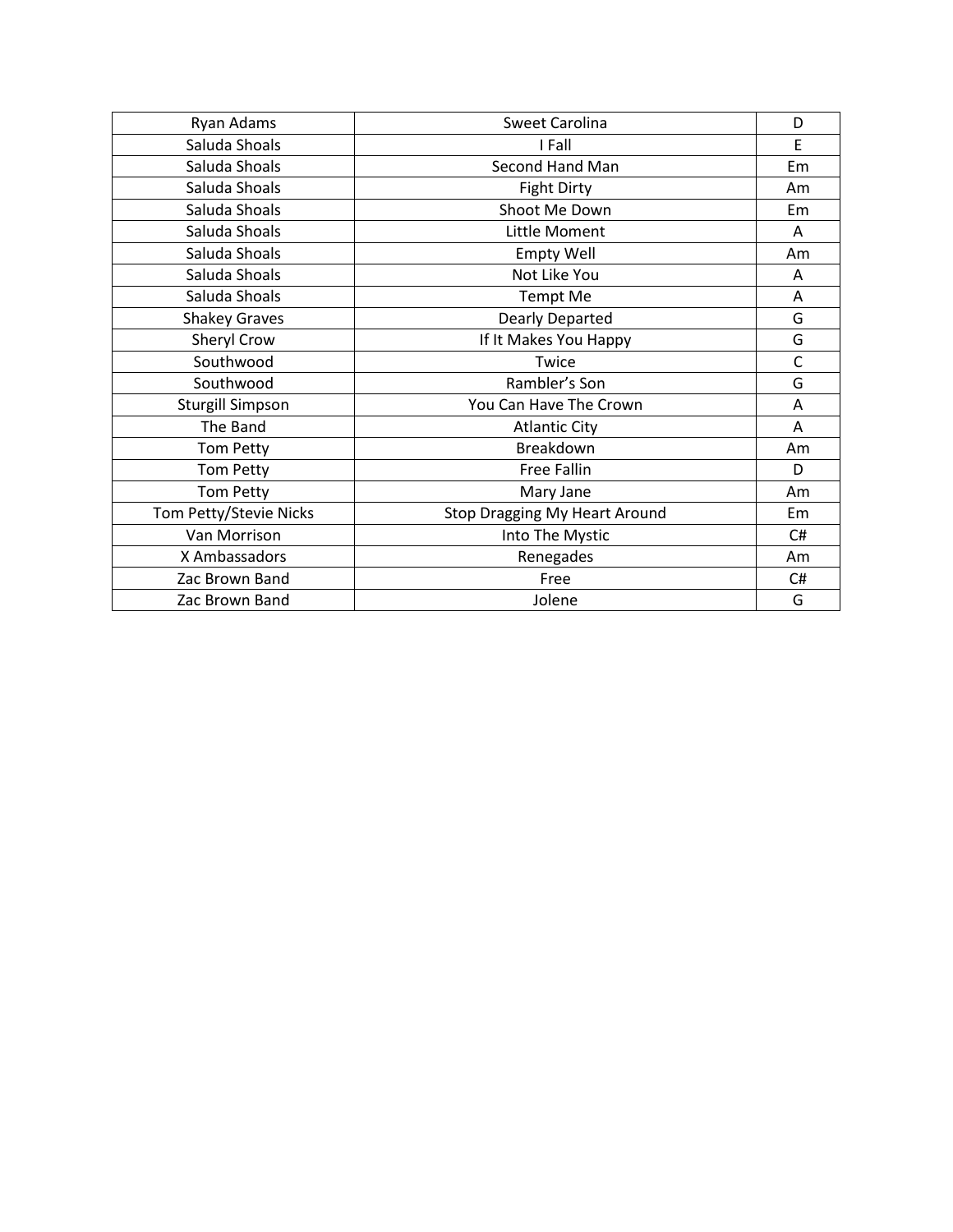| | | |
|---|---|---|
| Ryan Adams | Sweet Carolina | D |
| Saluda Shoals | I Fall | E |
| Saluda Shoals | Second Hand Man | Em |
| Saluda Shoals | Fight Dirty | Am |
| Saluda Shoals | Shoot Me Down | Em |
| Saluda Shoals | Little Moment | A |
| Saluda Shoals | Empty Well | Am |
| Saluda Shoals | Not Like You | A |
| Saluda Shoals | Tempt Me | A |
| Shakey Graves | Dearly Departed | G |
| Sheryl Crow | If It Makes You Happy | G |
| Southwood | Twice | C |
| Southwood | Rambler's Son | G |
| Sturgill Simpson | You Can Have The Crown | A |
| The Band | Atlantic City | A |
| Tom Petty | Breakdown | Am |
| Tom Petty | Free Fallin | D |
| Tom Petty | Mary Jane | Am |
| Tom Petty/Stevie Nicks | Stop Dragging My Heart Around | Em |
| Van Morrison | Into The Mystic | C# |
| X Ambassadors | Renegades | Am |
| Zac Brown Band | Free | C# |
| Zac Brown Band | Jolene | G |